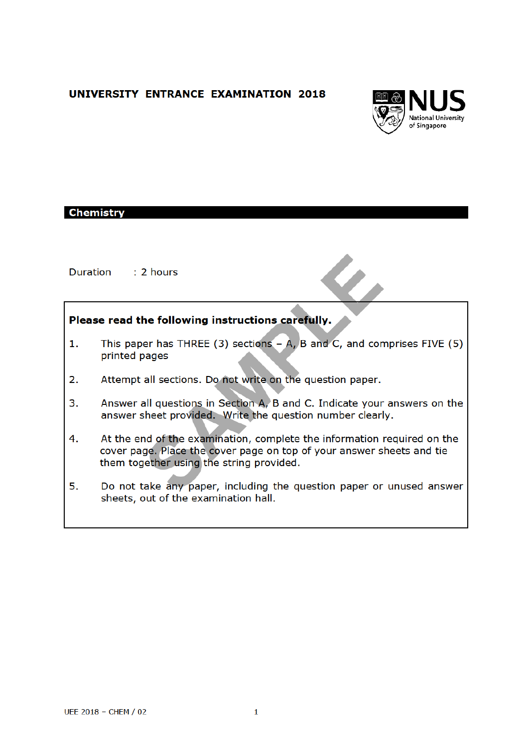# UNIVERSITY ENTRANCE EXAMINATION 2018

NUS
National University of Singapore

## Chemistry

Duration : 2 hours

**Please read the following instructions carefully.**

1. This paper has THREE (3) sections – A, B and C, and comprises FIVE (5) printed pages
2. Attempt all sections. Do not write on the question paper.
3. Answer all questions in Section A, B and C. Indicate your answers on the answer sheet provided. Write the question number clearly.
4. At the end of the examination, complete the information required on the cover page. Place the cover page on top of your answer sheets and tie them together using the string provided.
5. Do not take any paper, including the question paper or unused answer sheets, out of the examination hall.

UEE 2018 – CHEM / 02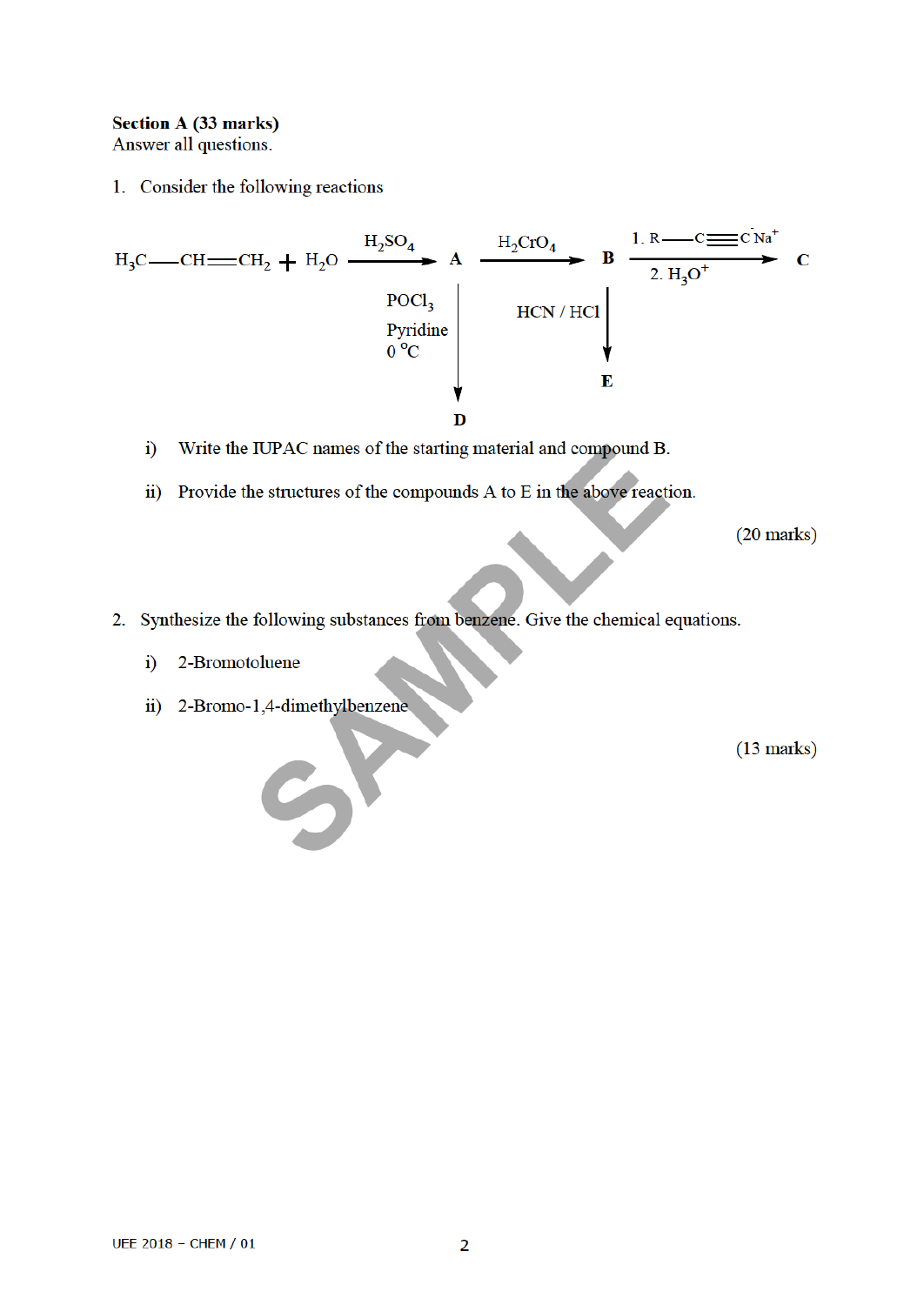**Section A (33 marks)**
Answer all questions.

1. Consider the following reactions

$$H_3C-CH=CH_2 + H_2O \xrightarrow{H_2SO_4} \textbf{A} \xrightarrow{H_2CrO_4} \textbf{B} \xrightarrow[\text{2. } H_3O^+]{\text{1. } R-C\equiv C^-Na^+} \textbf{C}$$

$$\textbf{A} \xrightarrow{POCl_3,\ \text{Pyridine},\ 0\,^{o}C} \textbf{D}$$

$$\textbf{B} \xrightarrow{HCN\ /\ HCl} \textbf{E}$$

   i) Write the IUPAC names of the starting material and compound B.

   ii) Provide the structures of the compounds A to E in the above reaction.

(20 marks)

2. Synthesize the following substances from benzene. Give the chemical equations.

   i) 2-Bromotoluene

   ii) 2-Bromo-1,4-dimethylbenzene

(13 marks)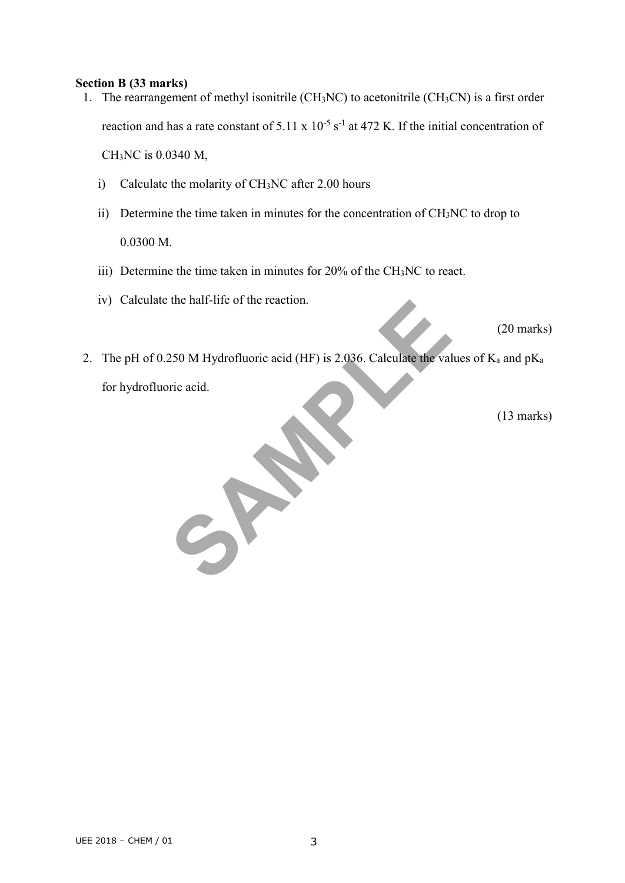**Section B (33 marks)**

1. The rearrangement of methyl isonitrile ($CH_3NC$) to acetonitrile ($CH_3CN$) is a first order reaction and has a rate constant of $5.11 \times 10^{-5}\ s^{-1}$ at 472 K. If the initial concentration of $CH_3NC$ is 0.0340 M,

   i) Calculate the molarity of $CH_3NC$ after 2.00 hours

   ii) Determine the time taken in minutes for the concentration of $CH_3NC$ to drop to 0.0300 M.

   iii) Determine the time taken in minutes for 20% of the $CH_3NC$ to react.

   iv) Calculate the half-life of the reaction.

(20 marks)

2. The pH of 0.250 M Hydrofluoric acid (HF) is 2.036. Calculate the values of $K_a$ and $pK_a$ for hydrofluoric acid.

(13 marks)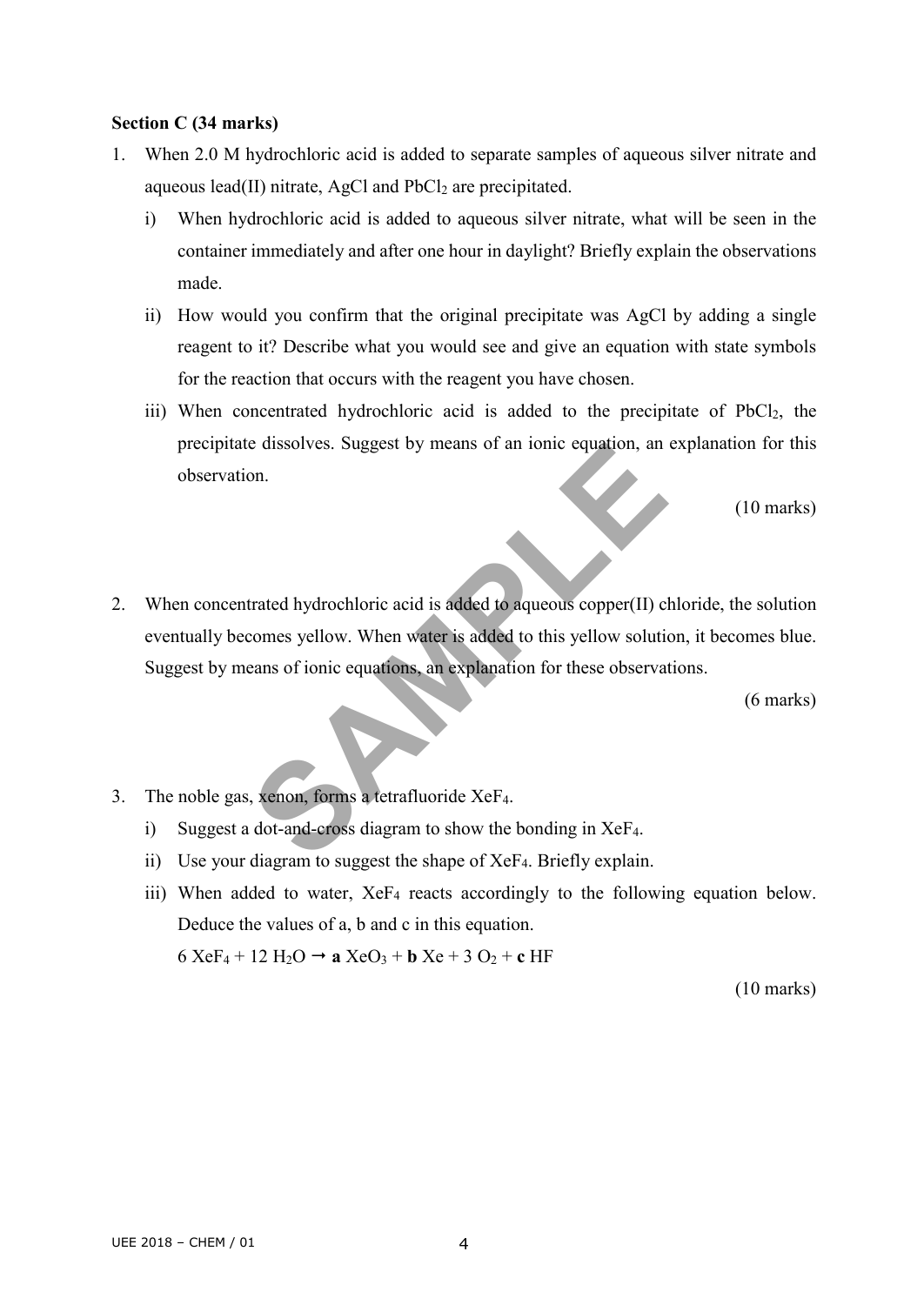**Section C (34 marks)**

1. When 2.0 M hydrochloric acid is added to separate samples of aqueous silver nitrate and aqueous lead(II) nitrate, $AgCl$ and $PbCl_2$ are precipitated.

   i) When hydrochloric acid is added to aqueous silver nitrate, what will be seen in the container immediately and after one hour in daylight? Briefly explain the observations made.

   ii) How would you confirm that the original precipitate was $AgCl$ by adding a single reagent to it? Describe what you would see and give an equation with state symbols for the reaction that occurs with the reagent you have chosen.

   iii) When concentrated hydrochloric acid is added to the precipitate of $PbCl_2$, the precipitate dissolves. Suggest by means of an ionic equation, an explanation for this observation.

   (10 marks)

2. When concentrated hydrochloric acid is added to aqueous copper(II) chloride, the solution eventually becomes yellow. When water is added to this yellow solution, it becomes blue. Suggest by means of ionic equations, an explanation for these observations.

   (6 marks)

3. The noble gas, xenon, forms a tetrafluoride $XeF_4$.

   i) Suggest a dot-and-cross diagram to show the bonding in $XeF_4$.

   ii) Use your diagram to suggest the shape of $XeF_4$. Briefly explain.

   iii) When added to water, $XeF_4$ reacts accordingly to the following equation below. Deduce the values of a, b and c in this equation.

   $6\ XeF_4 + 12\ H_2O \rightarrow \mathbf{a}\ XeO_3 + \mathbf{b}\ Xe + 3\ O_2 + \mathbf{c}\ HF$

   (10 marks)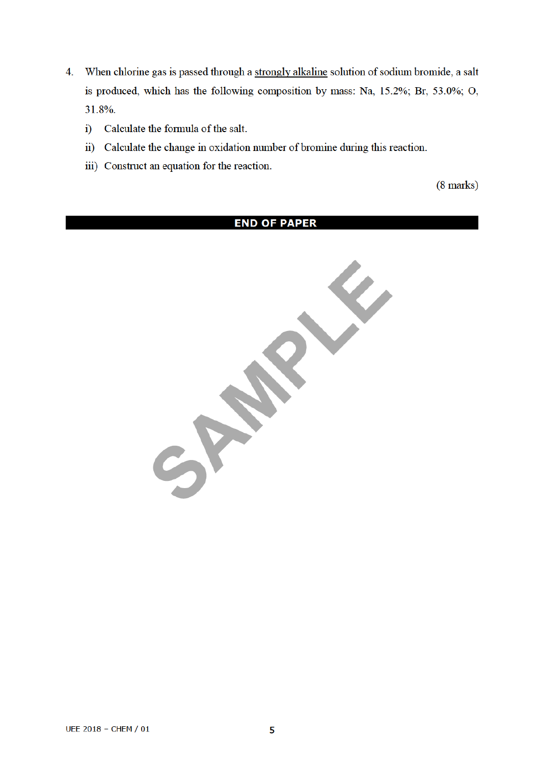4. When chlorine gas is passed through a <u>strongly alkaline</u> solution of sodium bromide, a salt is produced, which has the following composition by mass: Na, 15.2%; Br, 53.0%; O, 31.8%.

   i) Calculate the formula of the salt.

   ii) Calculate the change in oxidation number of bromine during this reaction.

   iii) Construct an equation for the reaction.

(8 marks)

**END OF PAPER**